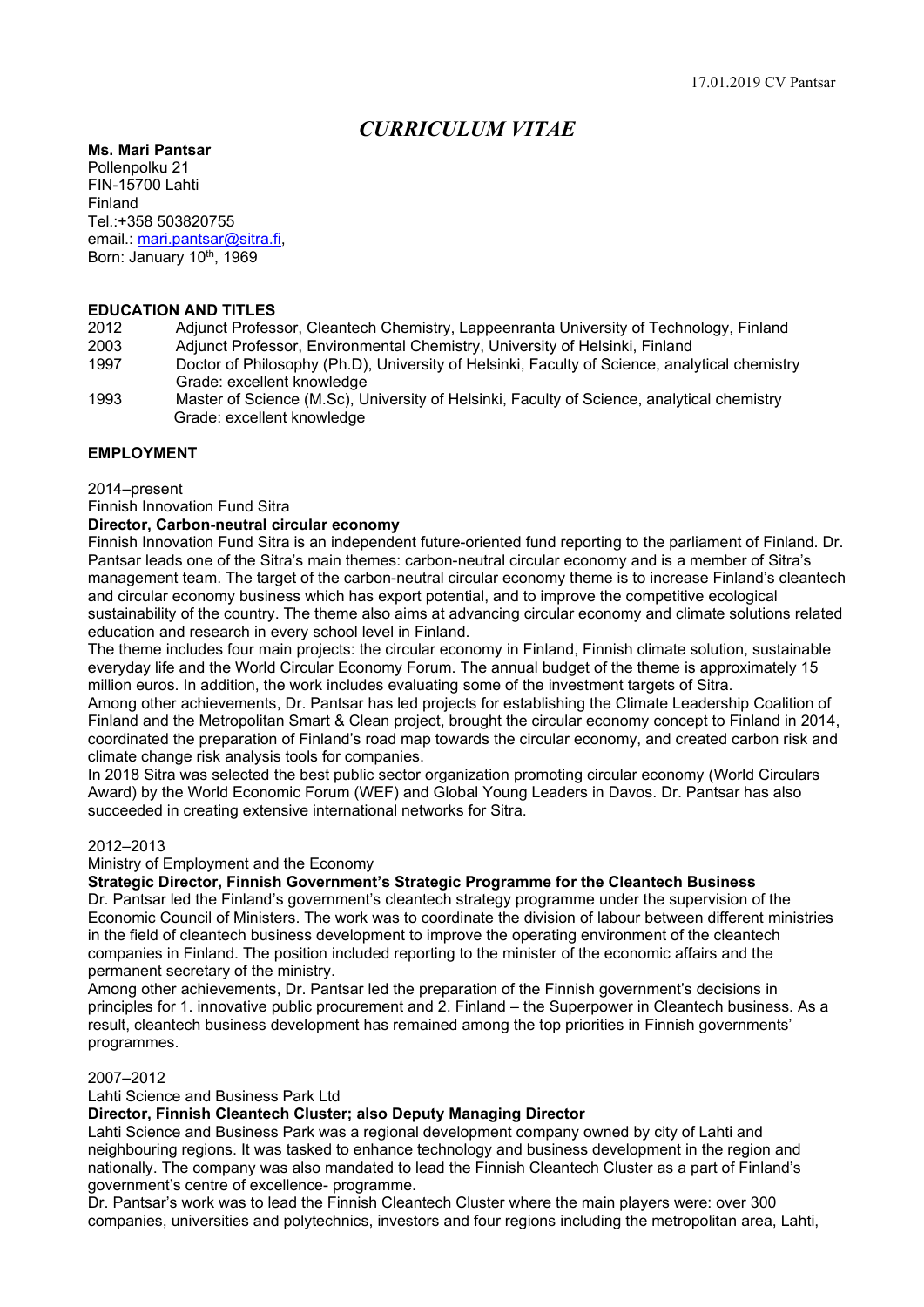17.01.2019 CV Pantsar

# *CURRICULUM VITAE*

**Ms. Mari Pantsar**
Pollenpolku 21
FIN-15700 Lahti
Finland
Tel.:+358 503820755
email.: mari.pantsar@sitra.fi,
Born: January 10th, 1969

## EDUCATION AND TITLES

| | |
|---|---|
| 2012 | Adjunct Professor, Cleantech Chemistry, Lappeenranta University of Technology, Finland |
| 2003 | Adjunct Professor, Environmental Chemistry, University of Helsinki, Finland |
| 1997 | Doctor of Philosophy (Ph.D), University of Helsinki, Faculty of Science, analytical chemistry Grade: excellent knowledge |
| 1993 | Master of Science (M.Sc), University of Helsinki, Faculty of Science, analytical chemistry Grade: excellent knowledge |

## EMPLOYMENT

2014–present
Finnish Innovation Fund Sitra
**Director, Carbon-neutral circular economy**
Finnish Innovation Fund Sitra is an independent future-oriented fund reporting to the parliament of Finland. Dr. Pantsar leads one of the Sitra's main themes: carbon-neutral circular economy and is a member of Sitra's management team. The target of the carbon-neutral circular economy theme is to increase Finland's cleantech and circular economy business which has export potential, and to improve the competitive ecological sustainability of the country. The theme also aims at advancing circular economy and climate solutions related education and research in every school level in Finland.
The theme includes four main projects: the circular economy in Finland, Finnish climate solution, sustainable everyday life and the World Circular Economy Forum. The annual budget of the theme is approximately 15 million euros. In addition, the work includes evaluating some of the investment targets of Sitra.
Among other achievements, Dr. Pantsar has led projects for establishing the Climate Leadership Coalition of Finland and the Metropolitan Smart & Clean project, brought the circular economy concept to Finland in 2014, coordinated the preparation of Finland's road map towards the circular economy, and created carbon risk and climate change risk analysis tools for companies.
In 2018 Sitra was selected the best public sector organization promoting circular economy (World Circulars Award) by the World Economic Forum (WEF) and Global Young Leaders in Davos. Dr. Pantsar has also succeeded in creating extensive international networks for Sitra.

2012–2013
Ministry of Employment and the Economy
**Strategic Director, Finnish Government's Strategic Programme for the Cleantech Business**
Dr. Pantsar led the Finland's government's cleantech strategy programme under the supervision of the Economic Council of Ministers. The work was to coordinate the division of labour between different ministries in the field of cleantech business development to improve the operating environment of the cleantech companies in Finland. The position included reporting to the minister of the economic affairs and the permanent secretary of the ministry.
Among other achievements, Dr. Pantsar led the preparation of the Finnish government's decisions in principles for 1. innovative public procurement and 2. Finland – the Superpower in Cleantech business. As a result, cleantech business development has remained among the top priorities in Finnish governments' programmes.

2007–2012
Lahti Science and Business Park Ltd
**Director, Finnish Cleantech Cluster; also Deputy Managing Director**
Lahti Science and Business Park was a regional development company owned by city of Lahti and neighbouring regions. It was tasked to enhance technology and business development in the region and nationally. The company was also mandated to lead the Finnish Cleantech Cluster as a part of Finland's government's centre of excellence- programme.
Dr. Pantsar's work was to lead the Finnish Cleantech Cluster where the main players were: over 300 companies, universities and polytechnics, investors and four regions including the metropolitan area, Lahti,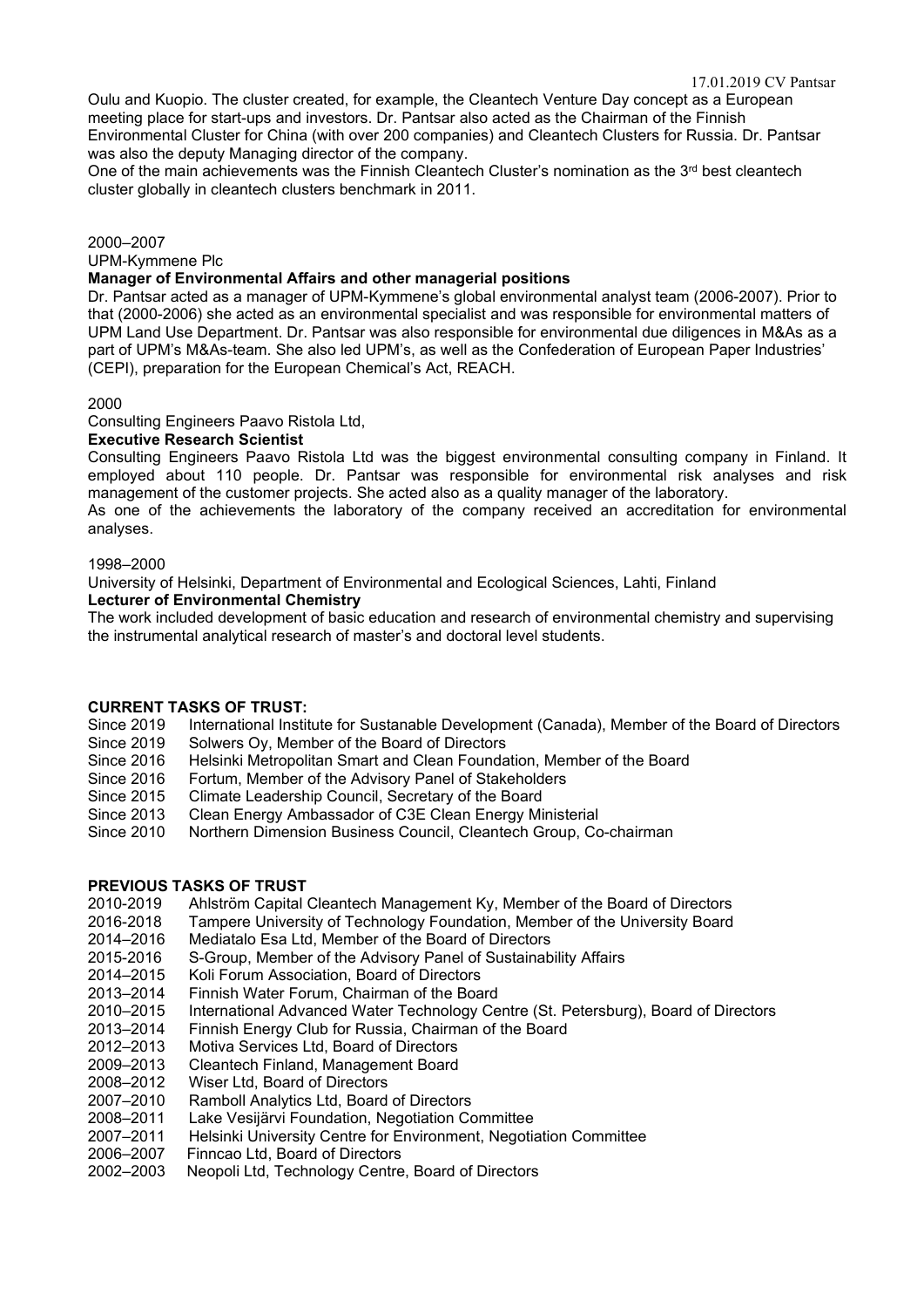Oulu and Kuopio. The cluster created, for example, the Cleantech Venture Day concept as a European meeting place for start-ups and investors. Dr. Pantsar also acted as the Chairman of the Finnish Environmental Cluster for China (with over 200 companies) and Cleantech Clusters for Russia. Dr. Pantsar was also the deputy Managing director of the company.
One of the main achievements was the Finnish Cleantech Cluster's nomination as the 3rd best cleantech cluster globally in cleantech clusters benchmark in 2011.

2000–2007
UPM-Kymmene Plc
**Manager of Environmental Affairs and other managerial positions**
Dr. Pantsar acted as a manager of UPM-Kymmene's global environmental analyst team (2006-2007). Prior to that (2000-2006) she acted as an environmental specialist and was responsible for environmental matters of UPM Land Use Department. Dr. Pantsar was also responsible for environmental due diligences in M&As as a part of UPM's M&As-team. She also led UPM's, as well as the Confederation of European Paper Industries' (CEPI), preparation for the European Chemical's Act, REACH.

2000
Consulting Engineers Paavo Ristola Ltd,
**Executive Research Scientist**
Consulting Engineers Paavo Ristola Ltd was the biggest environmental consulting company in Finland. It employed about 110 people. Dr. Pantsar was responsible for environmental risk analyses and risk management of the customer projects. She acted also as a quality manager of the laboratory.
As one of the achievements the laboratory of the company received an accreditation for environmental analyses.

1998–2000
University of Helsinki, Department of Environmental and Ecological Sciences, Lahti, Finland
**Lecturer of Environmental Chemistry**
The work included development of basic education and research of environmental chemistry and supervising the instrumental analytical research of master's and doctoral level students.

**CURRENT TASKS OF TRUST:**

- Since 2019 International Institute for Sustanable Development (Canada), Member of the Board of Directors
- Since 2019 Solwers Oy, Member of the Board of Directors
- Since 2016 Helsinki Metropolitan Smart and Clean Foundation, Member of the Board
- Since 2016 Fortum, Member of the Advisory Panel of Stakeholders
- Since 2015 Climate Leadership Council, Secretary of the Board
- Since 2013 Clean Energy Ambassador of C3E Clean Energy Ministerial
- Since 2010 Northern Dimension Business Council, Cleantech Group, Co-chairman

**PREVIOUS TASKS OF TRUST**

- 2010-2019 Ahlström Capital Cleantech Management Ky, Member of the Board of Directors
- 2016-2018 Tampere University of Technology Foundation, Member of the University Board
- 2014–2016 Mediatalo Esa Ltd, Member of the Board of Directors
- 2015-2016 S-Group, Member of the Advisory Panel of Sustainability Affairs
- 2014–2015 Koli Forum Association, Board of Directors
- 2013–2014 Finnish Water Forum, Chairman of the Board
- 2010–2015 International Advanced Water Technology Centre (St. Petersburg), Board of Directors
- 2013–2014 Finnish Energy Club for Russia, Chairman of the Board
- 2012–2013 Motiva Services Ltd, Board of Directors
- 2009–2013 Cleantech Finland, Management Board
- 2008–2012 Wiser Ltd, Board of Directors
- 2007–2010 Ramboll Analytics Ltd, Board of Directors
- 2008–2011 Lake Vesijärvi Foundation, Negotiation Committee
- 2007–2011 Helsinki University Centre for Environment, Negotiation Committee
- 2006–2007 Finncao Ltd, Board of Directors
- 2002–2003 Neopoli Ltd, Technology Centre, Board of Directors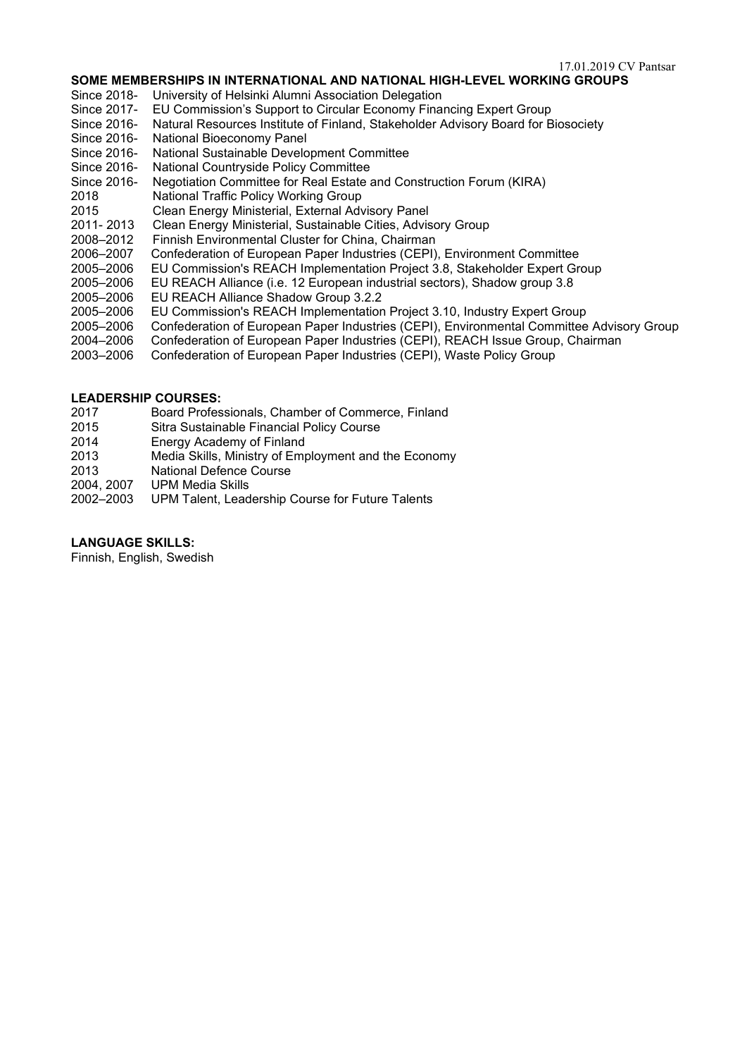## SOME MEMBERSHIPS IN INTERNATIONAL AND NATIONAL HIGH-LEVEL WORKING GROUPS

| | |
|---|---|
| Since 2018- | University of Helsinki Alumni Association Delegation |
| Since 2017- | EU Commission's Support to Circular Economy Financing Expert Group |
| Since 2016- | Natural Resources Institute of Finland, Stakeholder Advisory Board for Biosociety |
| Since 2016- | National Bioeconomy Panel |
| Since 2016- | National Sustainable Development Committee |
| Since 2016- | National Countryside Policy Committee |
| Since 2016- | Negotiation Committee for Real Estate and Construction Forum (KIRA) |
| 2018 | National Traffic Policy Working Group |
| 2015 | Clean Energy Ministerial, External Advisory Panel |
| 2011- 2013 | Clean Energy Ministerial, Sustainable Cities, Advisory Group |
| 2008–2012 | Finnish Environmental Cluster for China, Chairman |
| 2006–2007 | Confederation of European Paper Industries (CEPI), Environment Committee |
| 2005–2006 | EU Commission's REACH Implementation Project 3.8, Stakeholder Expert Group |
| 2005–2006 | EU REACH Alliance (i.e. 12 European industrial sectors), Shadow group 3.8 |
| 2005–2006 | EU REACH Alliance Shadow Group 3.2.2 |
| 2005–2006 | EU Commission's REACH Implementation Project 3.10, Industry Expert Group |
| 2005–2006 | Confederation of European Paper Industries (CEPI), Environmental Committee Advisory Group |
| 2004–2006 | Confederation of European Paper Industries (CEPI), REACH Issue Group, Chairman |
| 2003–2006 | Confederation of European Paper Industries (CEPI), Waste Policy Group |

## LEADERSHIP COURSES:

| | |
|---|---|
| 2017 | Board Professionals, Chamber of Commerce, Finland |
| 2015 | Sitra Sustainable Financial Policy Course |
| 2014 | Energy Academy of Finland |
| 2013 | Media Skills, Ministry of Employment and the Economy |
| 2013 | National Defence Course |
| 2004, 2007 | UPM Media Skills |
| 2002–2003 | UPM Talent, Leadership Course for Future Talents |

## LANGUAGE SKILLS:

Finnish, English, Swedish